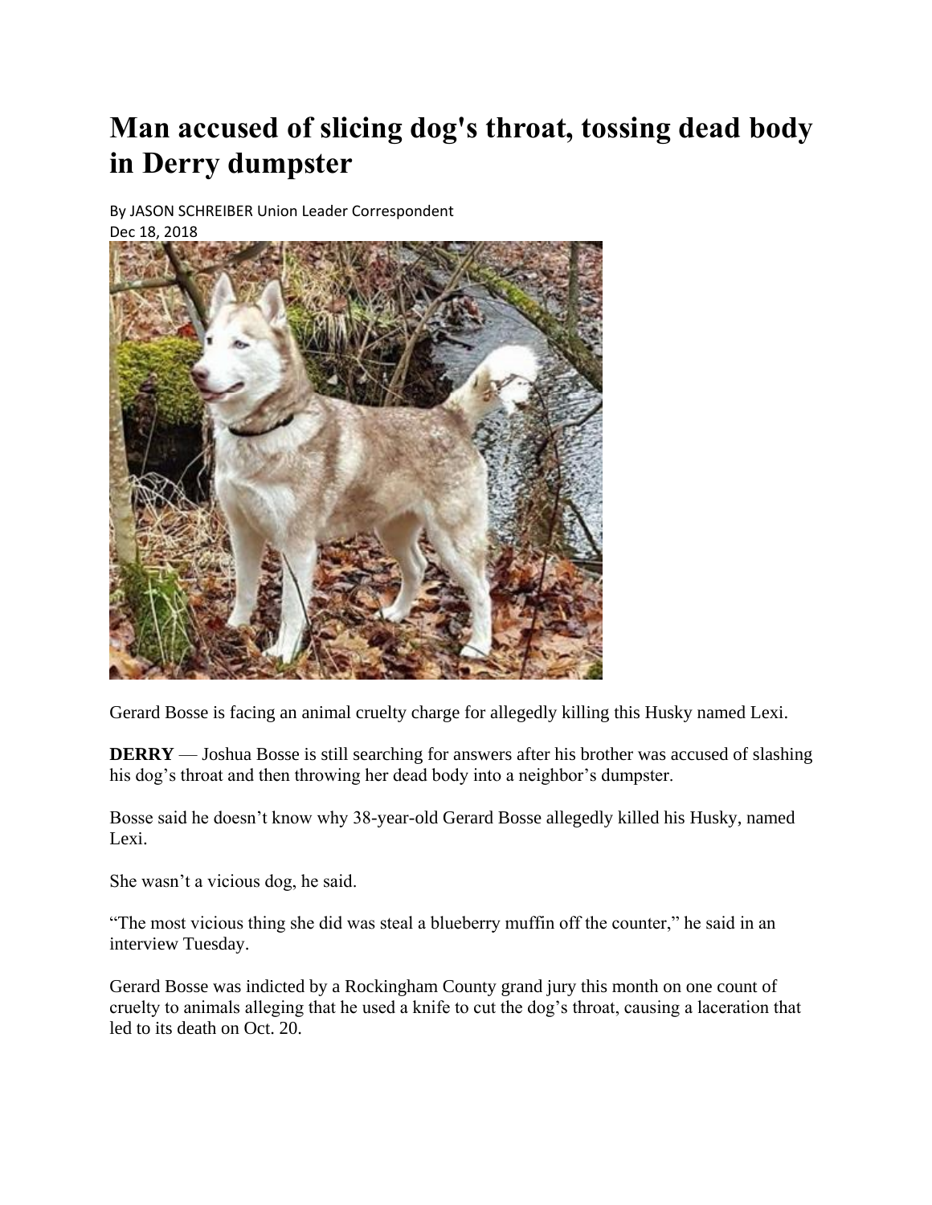# Man accused of slicing dog's throat, tossing dead body in Derry dumpster

By JASON SCHREIBER Union Leader Correspondent
Dec 18, 2018

Gerard Bosse is facing an animal cruelty charge for allegedly killing this Husky named Lexi.

**DERRY** — Joshua Bosse is still searching for answers after his brother was accused of slashing his dog's throat and then throwing her dead body into a neighbor's dumpster.

Bosse said he doesn't know why 38-year-old Gerard Bosse allegedly killed his Husky, named Lexi.

She wasn't a vicious dog, he said.

"The most vicious thing she did was steal a blueberry muffin off the counter," he said in an interview Tuesday.

Gerard Bosse was indicted by a Rockingham County grand jury this month on one count of cruelty to animals alleging that he used a knife to cut the dog's throat, causing a laceration that led to its death on Oct. 20.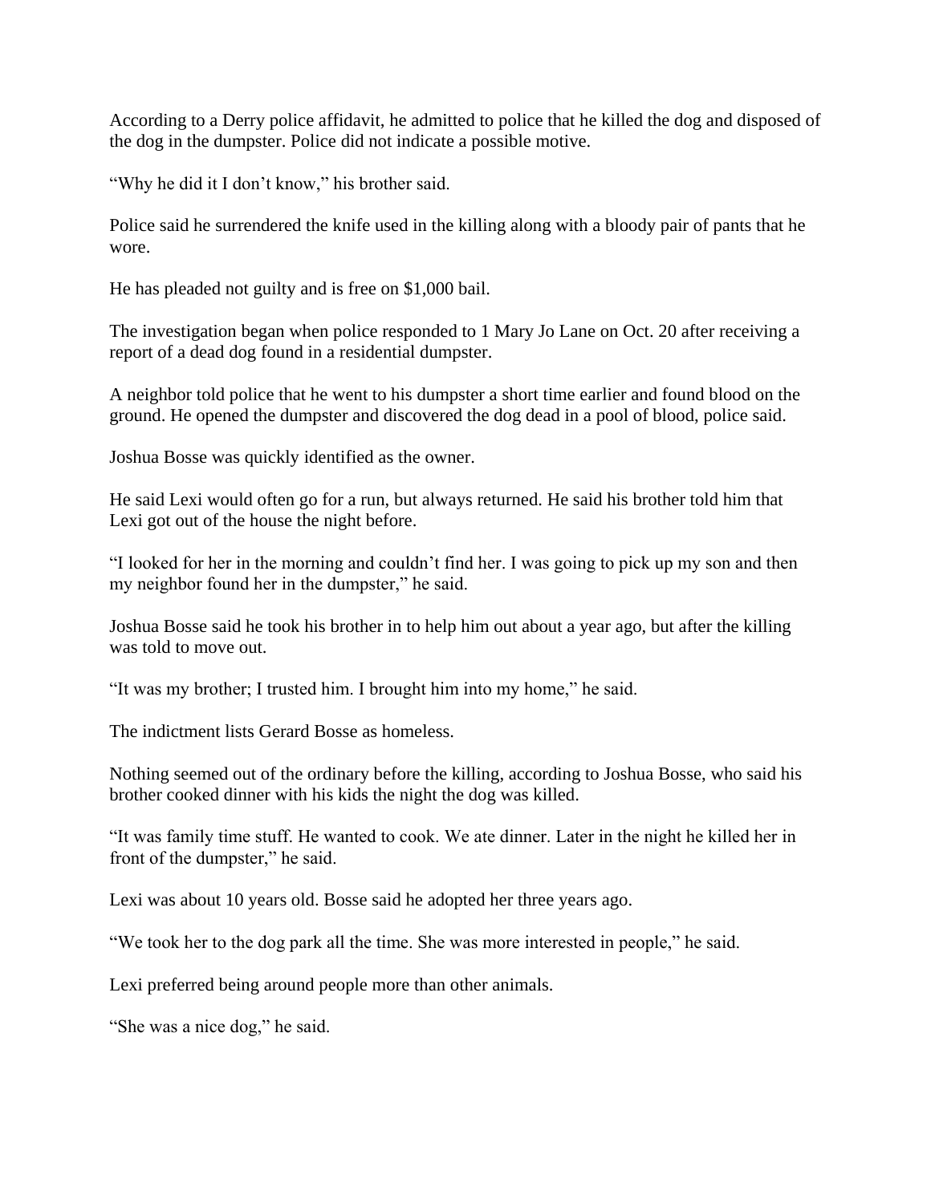According to a Derry police affidavit, he admitted to police that he killed the dog and disposed of the dog in the dumpster. Police did not indicate a possible motive.

"Why he did it I don't know," his brother said.

Police said he surrendered the knife used in the killing along with a bloody pair of pants that he wore.

He has pleaded not guilty and is free on $1,000 bail.

The investigation began when police responded to 1 Mary Jo Lane on Oct. 20 after receiving a report of a dead dog found in a residential dumpster.

A neighbor told police that he went to his dumpster a short time earlier and found blood on the ground. He opened the dumpster and discovered the dog dead in a pool of blood, police said.

Joshua Bosse was quickly identified as the owner.

He said Lexi would often go for a run, but always returned. He said his brother told him that Lexi got out of the house the night before.

"I looked for her in the morning and couldn't find her. I was going to pick up my son and then my neighbor found her in the dumpster," he said.

Joshua Bosse said he took his brother in to help him out about a year ago, but after the killing was told to move out.

"It was my brother; I trusted him. I brought him into my home," he said.

The indictment lists Gerard Bosse as homeless.

Nothing seemed out of the ordinary before the killing, according to Joshua Bosse, who said his brother cooked dinner with his kids the night the dog was killed.

"It was family time stuff. He wanted to cook. We ate dinner. Later in the night he killed her in front of the dumpster," he said.

Lexi was about 10 years old. Bosse said he adopted her three years ago.

"We took her to the dog park all the time. She was more interested in people," he said.

Lexi preferred being around people more than other animals.

"She was a nice dog," he said.